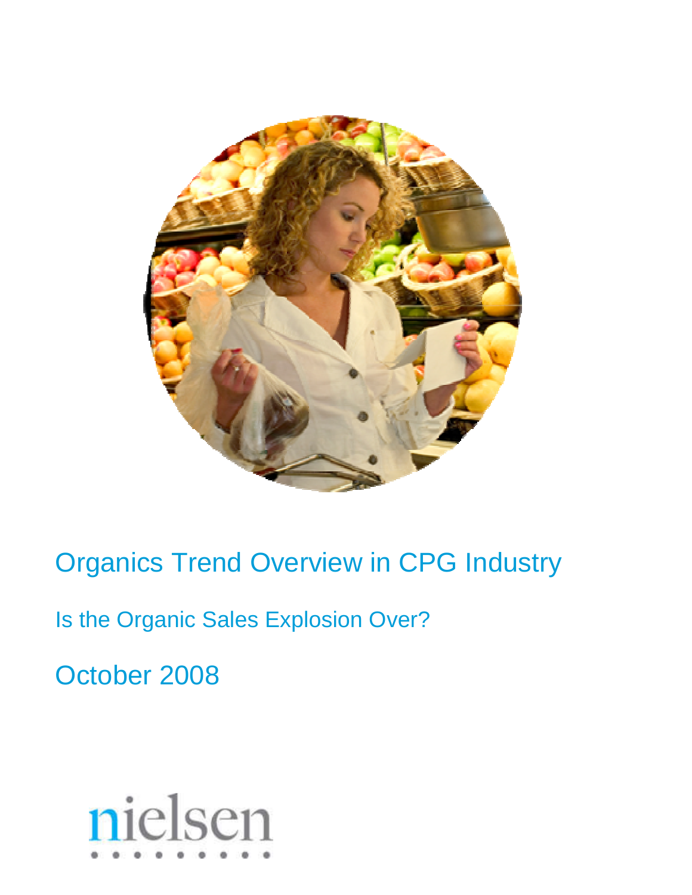# Organics Trend Overview in CPG Industry

## Is the Organic Sales Explosion Over?

## October 2008

nielsen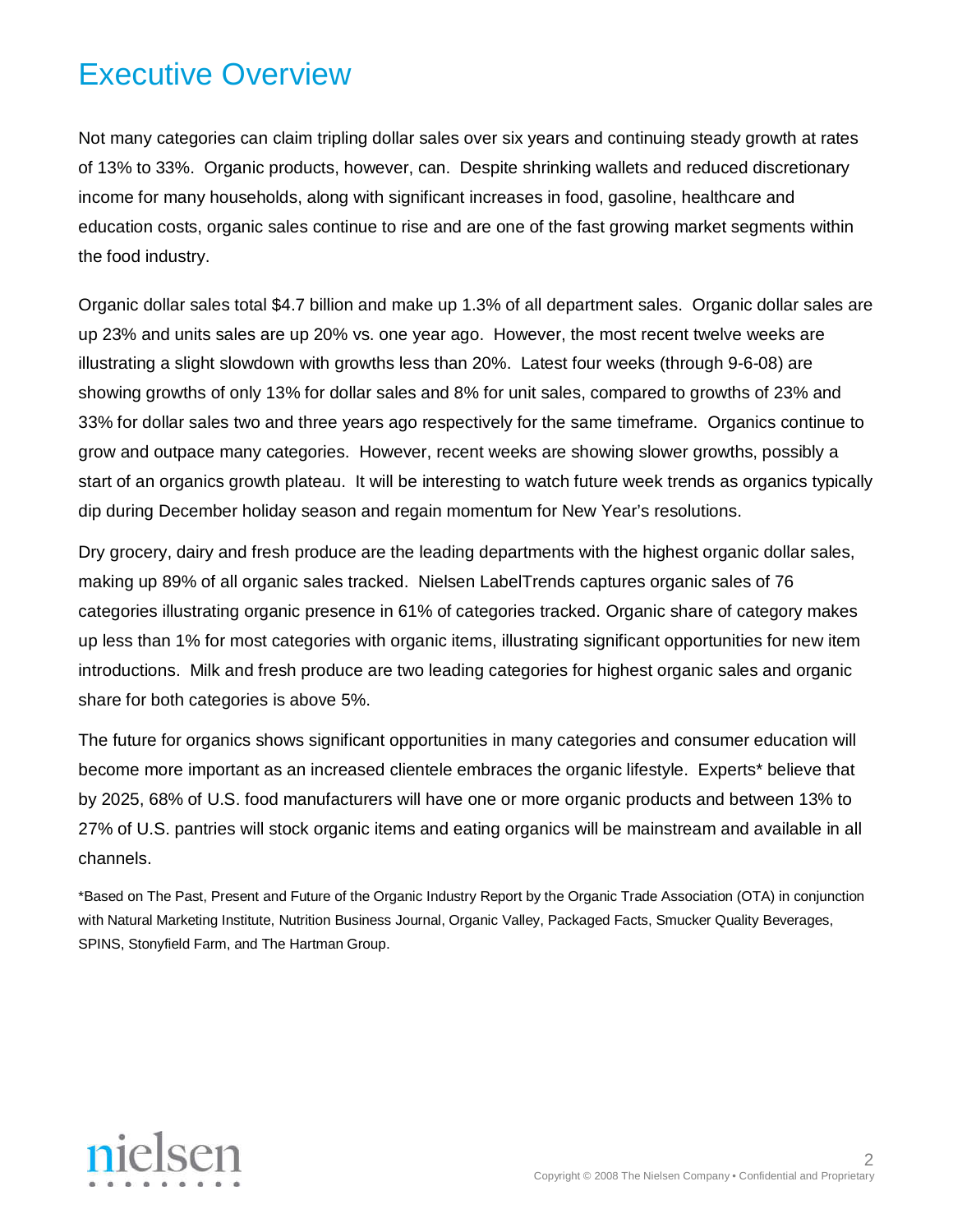# Executive Overview

Not many categories can claim tripling dollar sales over six years and continuing steady growth at rates of 13% to 33%. Organic products, however, can. Despite shrinking wallets and reduced discretionary income for many households, along with significant increases in food, gasoline, healthcare and education costs, organic sales continue to rise and are one of the fast growing market segments within the food industry.

Organic dollar sales total $4.7 billion and make up 1.3% of all department sales. Organic dollar sales are up 23% and units sales are up 20% vs. one year ago. However, the most recent twelve weeks are illustrating a slight slowdown with growths less than 20%. Latest four weeks (through 9-6-08) are showing growths of only 13% for dollar sales and 8% for unit sales, compared to growths of 23% and 33% for dollar sales two and three years ago respectively for the same timeframe. Organics continue to grow and outpace many categories. However, recent weeks are showing slower growths, possibly a start of an organics growth plateau. It will be interesting to watch future week trends as organics typically dip during December holiday season and regain momentum for New Year's resolutions.

Dry grocery, dairy and fresh produce are the leading departments with the highest organic dollar sales, making up 89% of all organic sales tracked. Nielsen LabelTrends captures organic sales of 76 categories illustrating organic presence in 61% of categories tracked. Organic share of category makes up less than 1% for most categories with organic items, illustrating significant opportunities for new item introductions. Milk and fresh produce are two leading categories for highest organic sales and organic share for both categories is above 5%.

The future for organics shows significant opportunities in many categories and consumer education will become more important as an increased clientele embraces the organic lifestyle. Experts* believe that by 2025, 68% of U.S. food manufacturers will have one or more organic products and between 13% to 27% of U.S. pantries will stock organic items and eating organics will be mainstream and available in all channels.

*Based on The Past, Present and Future of the Organic Industry Report by the Organic Trade Association (OTA) in conjunction with Natural Marketing Institute, Nutrition Business Journal, Organic Valley, Packaged Facts, Smucker Quality Beverages, SPINS, Stonyfield Farm, and The Hartman Group.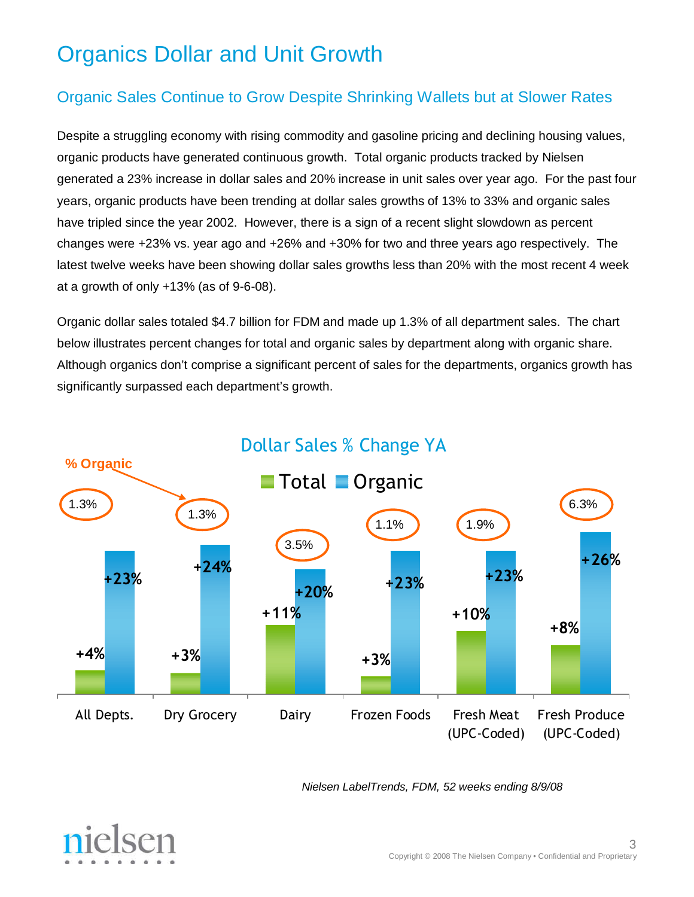# Organics Dollar and Unit Growth

## Organic Sales Continue to Grow Despite Shrinking Wallets but at Slower Rates

Despite a struggling economy with rising commodity and gasoline pricing and declining housing values, organic products have generated continuous growth. Total organic products tracked by Nielsen generated a 23% increase in dollar sales and 20% increase in unit sales over year ago. For the past four years, organic products have been trending at dollar sales growths of 13% to 33% and organic sales have tripled since the year 2002. However, there is a sign of a recent slight slowdown as percent changes were +23% vs. year ago and +26% and +30% for two and three years ago respectively. The latest twelve weeks have been showing dollar sales growths less than 20% with the most recent 4 week at a growth of only +13% (as of 9-6-08).

Organic dollar sales totaled $4.7 billion for FDM and made up 1.3% of all department sales. The chart below illustrates percent changes for total and organic sales by department along with organic share. Although organics don't comprise a significant percent of sales for the departments, organics growth has significantly surpassed each department's growth.

Dollar Sales % Change YA

Total Organic

% Organic

All Depts. 1.3% +4% +23%

Dry Grocery 1.3% +3% +24%

Dairy 3.5% +11% +20%

Frozen Foods 1.1% +3% +23%

Fresh Meat (UPC-Coded) 1.9% +10% +23%

Fresh Produce (UPC-Coded) 6.3% +8% +26%

*Nielsen LabelTrends, FDM, 52 weeks ending 8/9/08*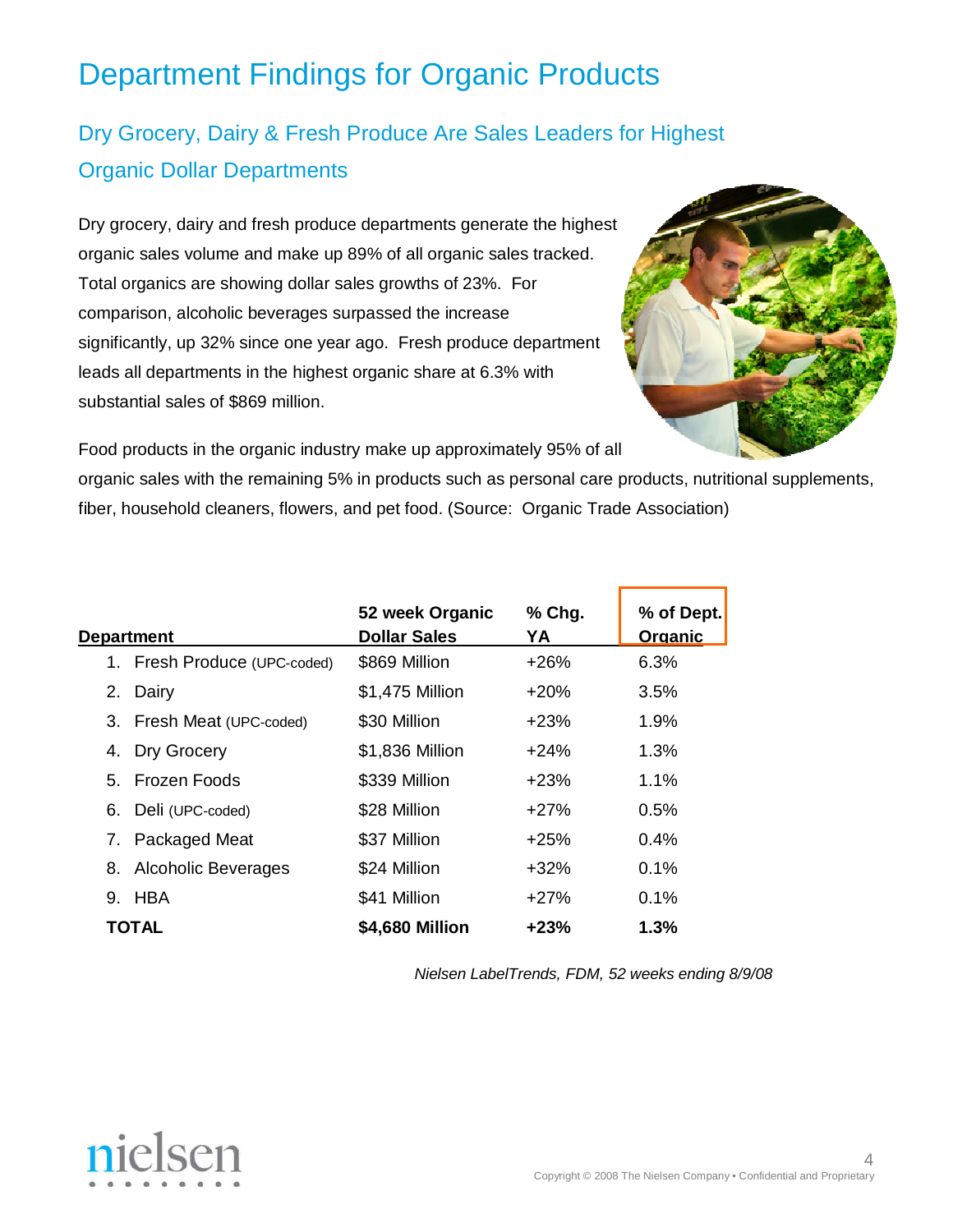# Department Findings for Organic Products

## Dry Grocery, Dairy & Fresh Produce Are Sales Leaders for Highest Organic Dollar Departments

Dry grocery, dairy and fresh produce departments generate the highest organic sales volume and make up 89% of all organic sales tracked. Total organics are showing dollar sales growths of 23%. For comparison, alcoholic beverages surpassed the increase significantly, up 32% since one year ago. Fresh produce department leads all departments in the highest organic share at 6.3% with substantial sales of $869 million.

Food products in the organic industry make up approximately 95% of all organic sales with the remaining 5% in products such as personal care products, nutritional supplements, fiber, household cleaners, flowers, and pet food. (Source: Organic Trade Association)

| Department | 52 week Organic Dollar Sales | % Chg. YA | % of Dept. Organic |
|---|---|---|---|
| 1. Fresh Produce (UPC-coded) | $869 Million | +26% | 6.3% |
| 2. Dairy | $1,475 Million | +20% | 3.5% |
| 3. Fresh Meat (UPC-coded) | $30 Million | +23% | 1.9% |
| 4. Dry Grocery | $1,836 Million | +24% | 1.3% |
| 5. Frozen Foods | $339 Million | +23% | 1.1% |
| 6. Deli (UPC-coded) | $28 Million | +27% | 0.5% |
| 7. Packaged Meat | $37 Million | +25% | 0.4% |
| 8. Alcoholic Beverages | $24 Million | +32% | 0.1% |
| 9. HBA | $41 Million | +27% | 0.1% |
| **TOTAL** | **$4,680 Million** | **+23%** | **1.3%** |

*Nielsen LabelTrends, FDM, 52 weeks ending 8/9/08*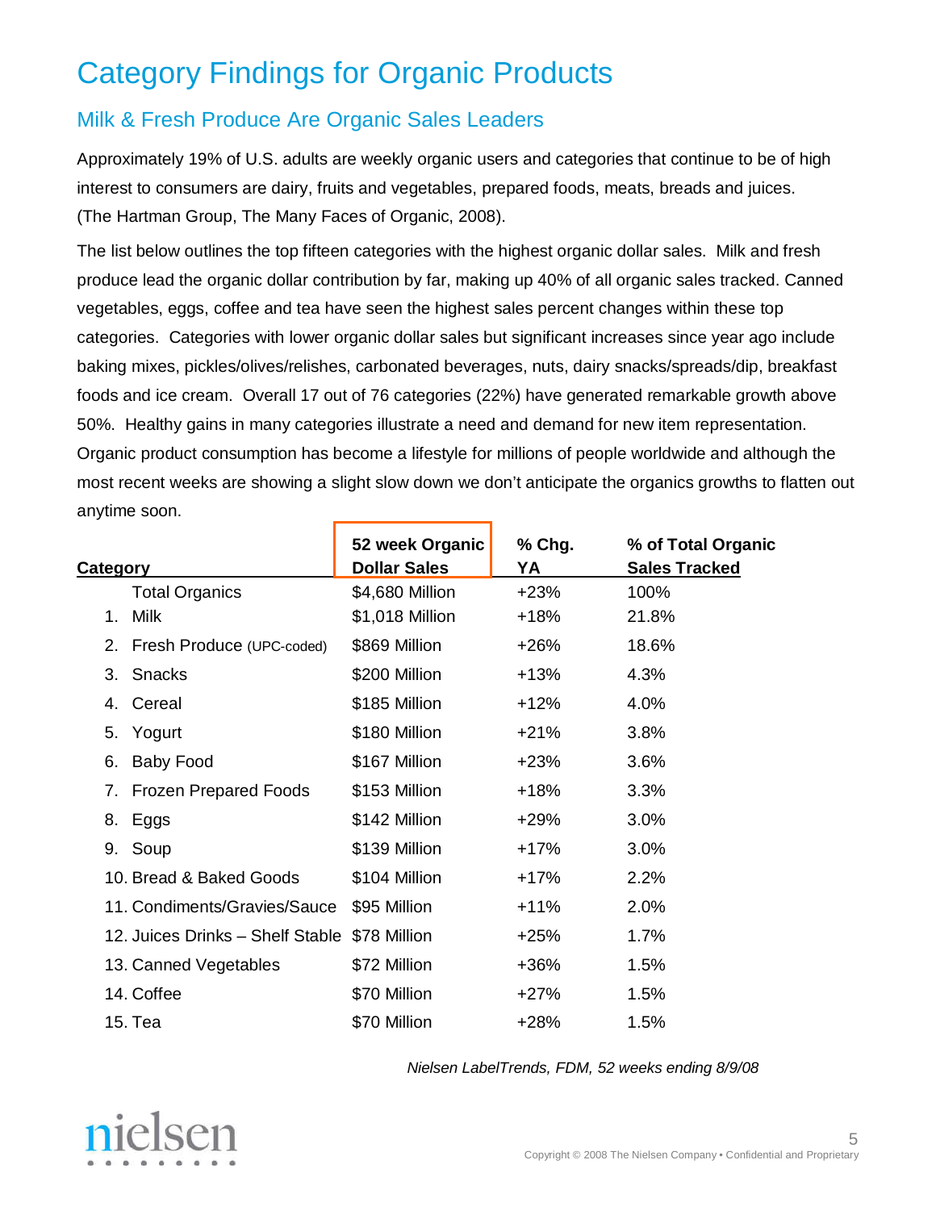# Category Findings for Organic Products

## Milk & Fresh Produce Are Organic Sales Leaders

Approximately 19% of U.S. adults are weekly organic users and categories that continue to be of high interest to consumers are dairy, fruits and vegetables, prepared foods, meats, breads and juices. (The Hartman Group, The Many Faces of Organic, 2008).

The list below outlines the top fifteen categories with the highest organic dollar sales. Milk and fresh produce lead the organic dollar contribution by far, making up 40% of all organic sales tracked. Canned vegetables, eggs, coffee and tea have seen the highest sales percent changes within these top categories. Categories with lower organic dollar sales but significant increases since year ago include baking mixes, pickles/olives/relishes, carbonated beverages, nuts, dairy snacks/spreads/dip, breakfast foods and ice cream. Overall 17 out of 76 categories (22%) have generated remarkable growth above 50%. Healthy gains in many categories illustrate a need and demand for new item representation. Organic product consumption has become a lifestyle for millions of people worldwide and although the most recent weeks are showing a slight slow down we don't anticipate the organics growths to flatten out anytime soon.

| Category | 52 week Organic Dollar Sales | % Chg. YA | % of Total Organic Sales Tracked |
|---|---|---|---|
| Total Organics | $4,680 Million | +23% | 100% |
| 1. Milk | $1,018 Million | +18% | 21.8% |
| 2. Fresh Produce (UPC-coded) | $869 Million | +26% | 18.6% |
| 3. Snacks | $200 Million | +13% | 4.3% |
| 4. Cereal | $185 Million | +12% | 4.0% |
| 5. Yogurt | $180 Million | +21% | 3.8% |
| 6. Baby Food | $167 Million | +23% | 3.6% |
| 7. Frozen Prepared Foods | $153 Million | +18% | 3.3% |
| 8. Eggs | $142 Million | +29% | 3.0% |
| 9. Soup | $139 Million | +17% | 3.0% |
| 10. Bread & Baked Goods | $104 Million | +17% | 2.2% |
| 11. Condiments/Gravies/Sauce | $95 Million | +11% | 2.0% |
| 12. Juices Drinks – Shelf Stable | $78 Million | +25% | 1.7% |
| 13. Canned Vegetables | $72 Million | +36% | 1.5% |
| 14. Coffee | $70 Million | +27% | 1.5% |
| 15. Tea | $70 Million | +28% | 1.5% |

*Nielsen LabelTrends, FDM, 52 weeks ending 8/9/08*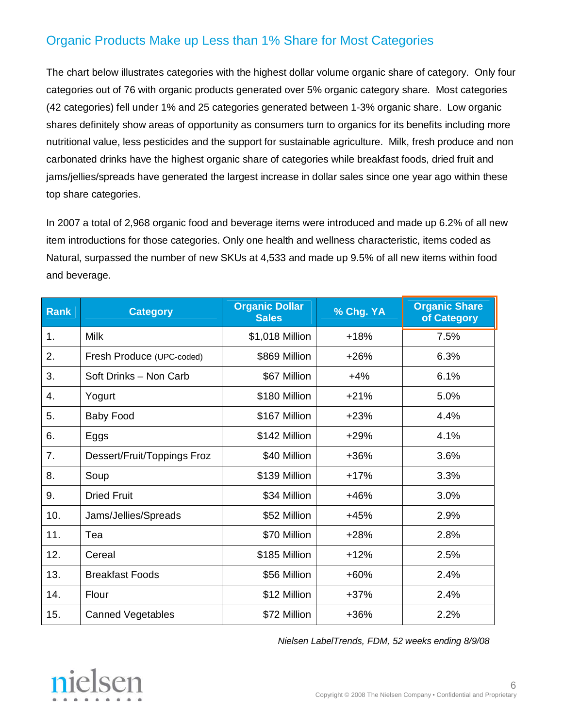## Organic Products Make up Less than 1% Share for Most Categories

The chart below illustrates categories with the highest dollar volume organic share of category. Only four categories out of 76 with organic products generated over 5% organic category share. Most categories (42 categories) fell under 1% and 25 categories generated between 1-3% organic share. Low organic shares definitely show areas of opportunity as consumers turn to organics for its benefits including more nutritional value, less pesticides and the support for sustainable agriculture. Milk, fresh produce and non carbonated drinks have the highest organic share of categories while breakfast foods, dried fruit and jams/jellies/spreads have generated the largest increase in dollar sales since one year ago within these top share categories.

In 2007 a total of 2,968 organic food and beverage items were introduced and made up 6.2% of all new item introductions for those categories. Only one health and wellness characteristic, items coded as Natural, surpassed the number of new SKUs at 4,533 and made up 9.5% of all new items within food and beverage.

| Rank | Category | Organic Dollar Sales | % Chg. YA | Organic Share of Category |
|---|---|---|---|---|
| 1. | Milk | $1,018 Million | +18% | 7.5% |
| 2. | Fresh Produce (UPC-coded) | $869 Million | +26% | 6.3% |
| 3. | Soft Drinks – Non Carb | $67 Million | +4% | 6.1% |
| 4. | Yogurt | $180 Million | +21% | 5.0% |
| 5. | Baby Food | $167 Million | +23% | 4.4% |
| 6. | Eggs | $142 Million | +29% | 4.1% |
| 7. | Dessert/Fruit/Toppings Froz | $40 Million | +36% | 3.6% |
| 8. | Soup | $139 Million | +17% | 3.3% |
| 9. | Dried Fruit | $34 Million | +46% | 3.0% |
| 10. | Jams/Jellies/Spreads | $52 Million | +45% | 2.9% |
| 11. | Tea | $70 Million | +28% | 2.8% |
| 12. | Cereal | $185 Million | +12% | 2.5% |
| 13. | Breakfast Foods | $56 Million | +60% | 2.4% |
| 14. | Flour | $12 Million | +37% | 2.4% |
| 15. | Canned Vegetables | $72 Million | +36% | 2.2% |

*Nielsen LabelTrends, FDM, 52 weeks ending 8/9/08*

Copyright © 2008 The Nielsen Company • Confidential and Proprietary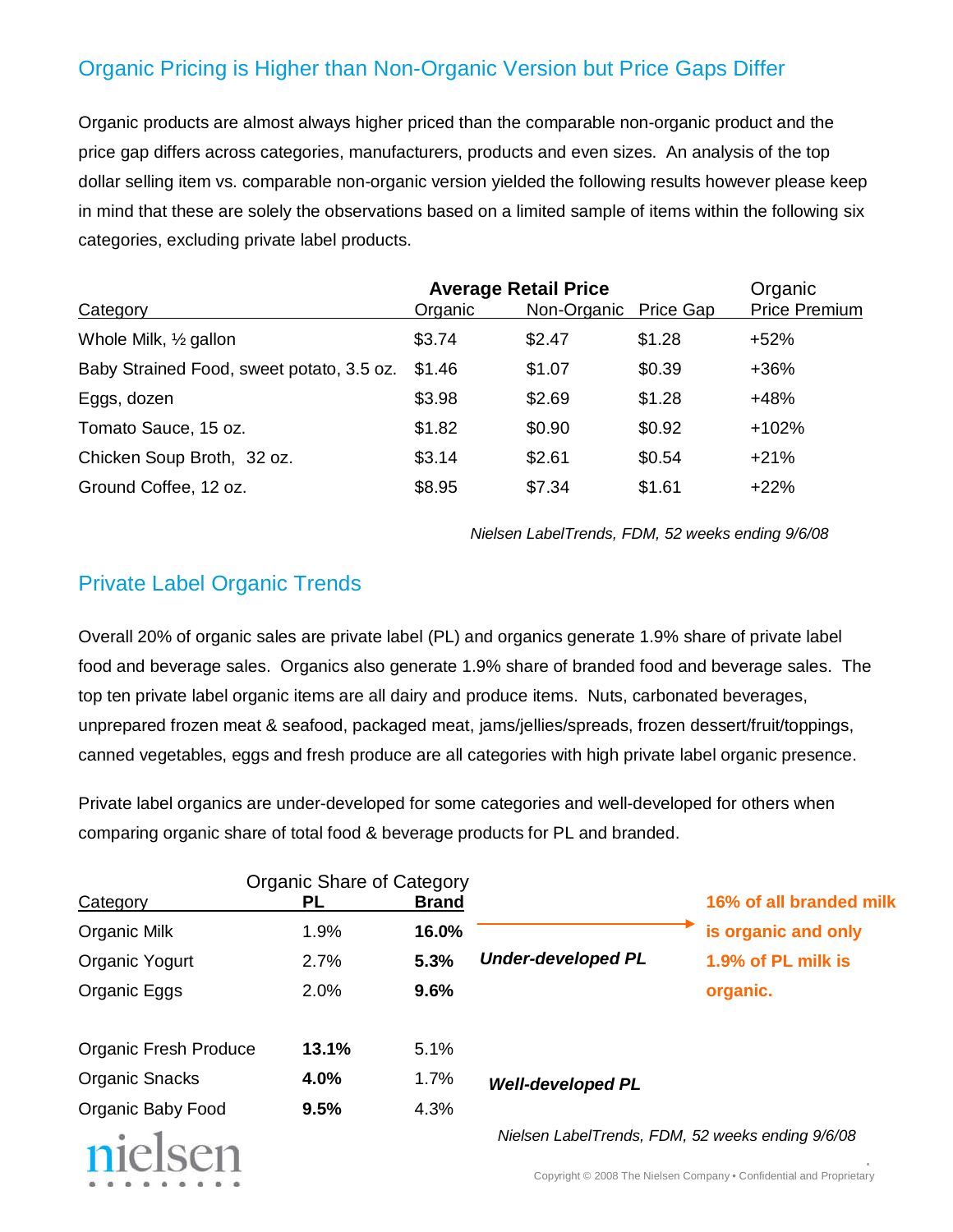## Organic Pricing is Higher than Non-Organic Version but Price Gaps Differ

Organic products are almost always higher priced than the comparable non-organic product and the price gap differs across categories, manufacturers, products and even sizes. An analysis of the top dollar selling item vs. comparable non-organic version yielded the following results however please keep in mind that these are solely the observations based on a limited sample of items within the following six categories, excluding private label products.

| | **Average Retail Price** | | | Organic |
|---|---|---|---|---|
| Category | Organic | Non-Organic | Price Gap | Price Premium |
| Whole Milk, ½ gallon | $3.74 | $2.47 | $1.28 | +52% |
| Baby Strained Food, sweet potato, 3.5 oz. | $1.46 | $1.07 | $0.39 | +36% |
| Eggs, dozen | $3.98 | $2.69 | $1.28 | +48% |
| Tomato Sauce, 15 oz. | $1.82 | $0.90 | $0.92 | +102% |
| Chicken Soup Broth, 32 oz. | $3.14 | $2.61 | $0.54 | +21% |
| Ground Coffee, 12 oz. | $8.95 | $7.34 | $1.61 | +22% |

*Nielsen LabelTrends, FDM, 52 weeks ending 9/6/08*

## Private Label Organic Trends

Overall 20% of organic sales are private label (PL) and organics generate 1.9% share of private label food and beverage sales. Organics also generate 1.9% share of branded food and beverage sales. The top ten private label organic items are all dairy and produce items. Nuts, carbonated beverages, unprepared frozen meat & seafood, packaged meat, jams/jellies/spreads, frozen dessert/fruit/toppings, canned vegetables, eggs and fresh produce are all categories with high private label organic presence.

Private label organics are under-developed for some categories and well-developed for others when comparing organic share of total food & beverage products for PL and branded.

| | Organic Share of Category | | |
|---|---|---|---|
| Category | **PL** | **Brand** | |
| Organic Milk | 1.9% | **16.0%** | *Under-developed PL* |
| Organic Yogurt | 2.7% | **5.3%** | *Under-developed PL* |
| Organic Eggs | 2.0% | **9.6%** | *Under-developed PL* |
| Organic Fresh Produce | **13.1%** | 5.1% | *Well-developed PL* |
| Organic Snacks | **4.0%** | 1.7% | *Well-developed PL* |
| Organic Baby Food | **9.5%** | 4.3% | *Well-developed PL* |

**16% of all branded milk is organic and only 1.9% of PL milk is organic.**

*Nielsen LabelTrends, FDM, 52 weeks ending 9/6/08*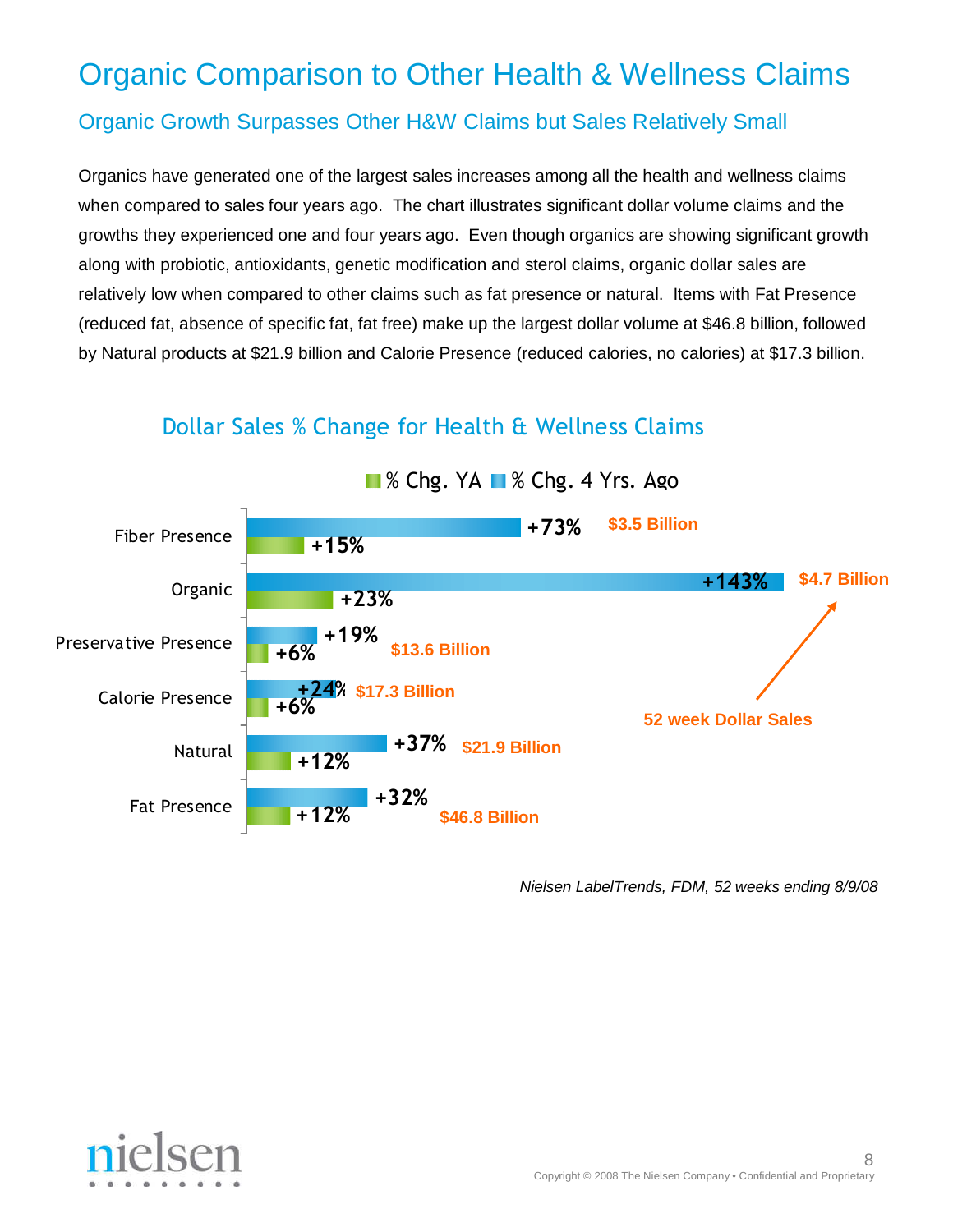# Organic Comparison to Other Health & Wellness Claims

## Organic Growth Surpasses Other H&W Claims but Sales Relatively Small

Organics have generated one of the largest sales increases among all the health and wellness claims when compared to sales four years ago. The chart illustrates significant dollar volume claims and the growths they experienced one and four years ago. Even though organics are showing significant growth along with probiotic, antioxidants, genetic modification and sterol claims, organic dollar sales are relatively low when compared to other claims such as fat presence or natural. Items with Fat Presence (reduced fat, absence of specific fat, fat free) make up the largest dollar volume at $46.8 billion, followed by Natural products at $21.9 billion and Calorie Presence (reduced calories, no calories) at $17.3 billion.

### Dollar Sales % Change for Health & Wellness Claims

% Chg. YA
% Chg. 4 Yrs. Ago

Fiber Presence
+73%
+15%
$3.5 Billion

Organic
+143%
+23%
$4.7 Billion

Preservative Presence
+19%
+6%
$13.6 Billion

Calorie Presence
+24%
+6%
$17.3 Billion

Natural
+37%
+12%
$21.9 Billion

Fat Presence
+32%
+12%
$46.8 Billion

52 week Dollar Sales

*Nielsen LabelTrends, FDM, 52 weeks ending 8/9/08*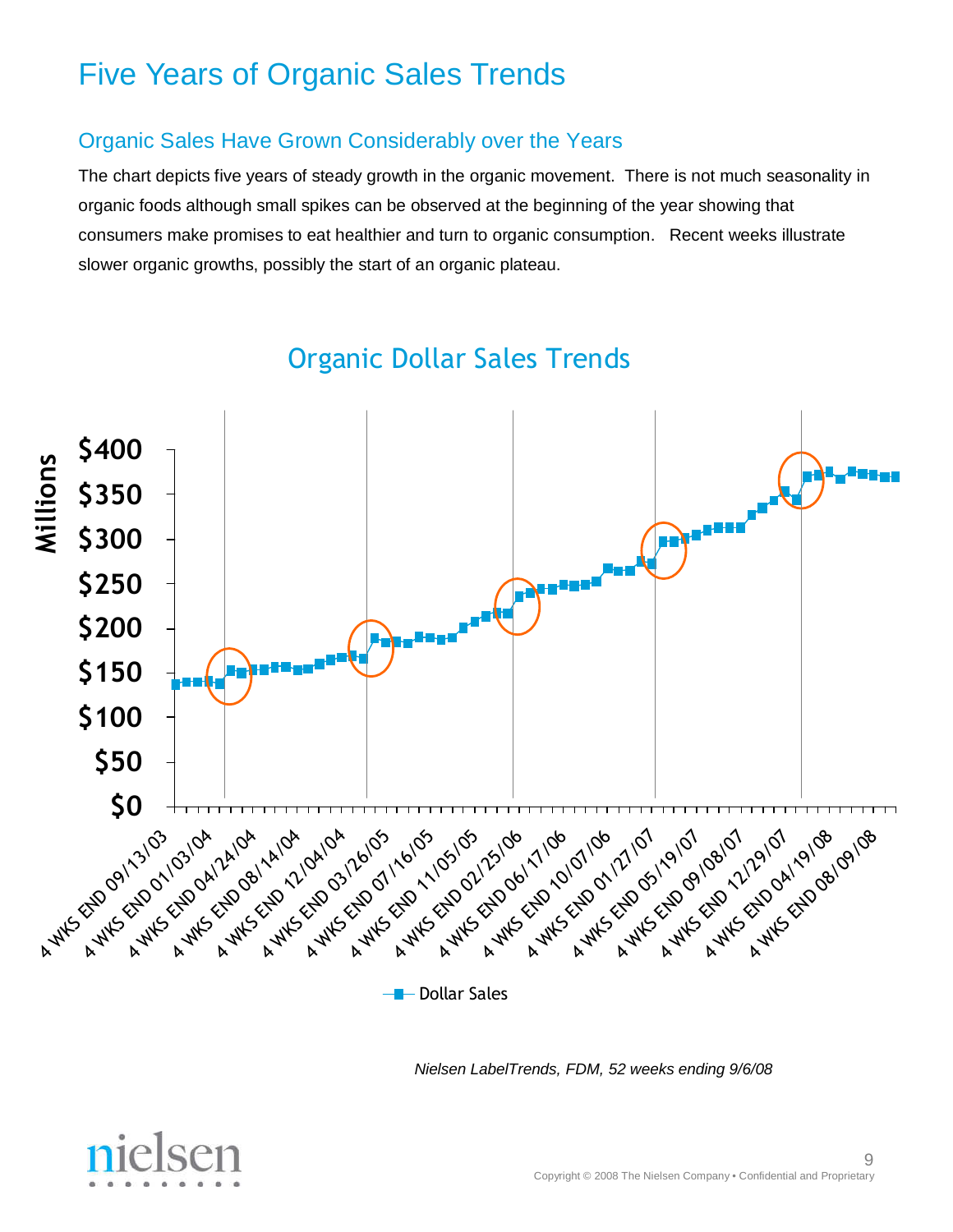# Five Years of Organic Sales Trends

## Organic Sales Have Grown Considerably over the Years

The chart depicts five years of steady growth in the organic movement. There is not much seasonality in organic foods although small spikes can be observed at the beginning of the year showing that consumers make promises to eat healthier and turn to organic consumption. Recent weeks illustrate slower organic growths, possibly the start of an organic plateau.

Organic Dollar Sales Trends

Millions

$400
$350
$300
$250
$200
$150
$100
$50
$0

4 WKS END 09/13/03
4 WKS END 01/03/04
4 WKS END 04/24/04
4 WKS END 08/14/04
4 WKS END 12/04/04
4 WKS END 03/26/05
4 WKS END 07/16/05
4 WKS END 11/05/05
4 WKS END 02/25/06
4 WKS END 06/17/06
4 WKS END 10/07/06
4 WKS END 01/27/07
4 WKS END 05/19/07
4 WKS END 09/08/07
4 WKS END 12/29/07
4 WKS END 04/19/08
4 WKS END 08/09/08

Dollar Sales

*Nielsen LabelTrends, FDM, 52 weeks ending 9/6/08*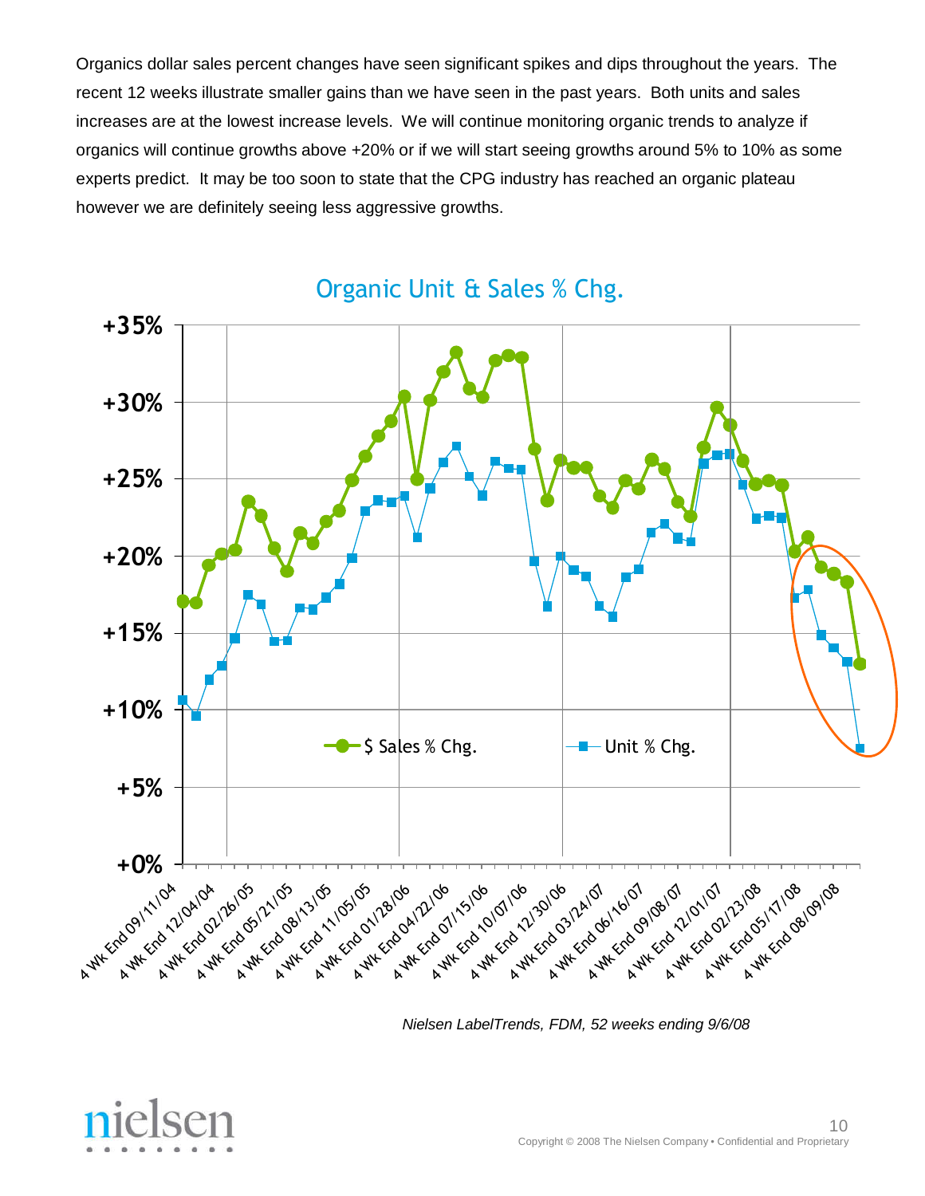Organics dollar sales percent changes have seen significant spikes and dips throughout the years. The recent 12 weeks illustrate smaller gains than we have seen in the past years. Both units and sales increases are at the lowest increase levels. We will continue monitoring organic trends to analyze if organics will continue growths above +20% or if we will start seeing growths around 5% to 10% as some experts predict. It may be too soon to state that the CPG industry has reached an organic plateau however we are definitely seeing less aggressive growths.

Organic Unit & Sales % Chg.

+35%
+30%
+25%
+20%
+15%
+10%
+5%
+0%

$ Sales % Chg.
Unit % Chg.

4 Wk End 09/11/04
4 Wk End 12/04/04
4 Wk End 02/26/05
4 Wk End 05/21/05
4 Wk End 08/13/05
4 Wk End 11/05/05
4 Wk End 01/28/06
4 Wk End 04/22/06
4 Wk End 07/15/06
4 Wk End 10/07/06
4 Wk End 12/30/06
4 Wk End 03/24/07
4 Wk End 06/16/07
4 Wk End 09/08/07
4 Wk End 12/01/07
4 Wk End 02/23/08
4 Wk End 05/17/08
4 Wk End 08/09/08

*Nielsen LabelTrends, FDM, 52 weeks ending 9/6/08*

nielsen

Copyright © 2008 The Nielsen Company • Confidential and Proprietary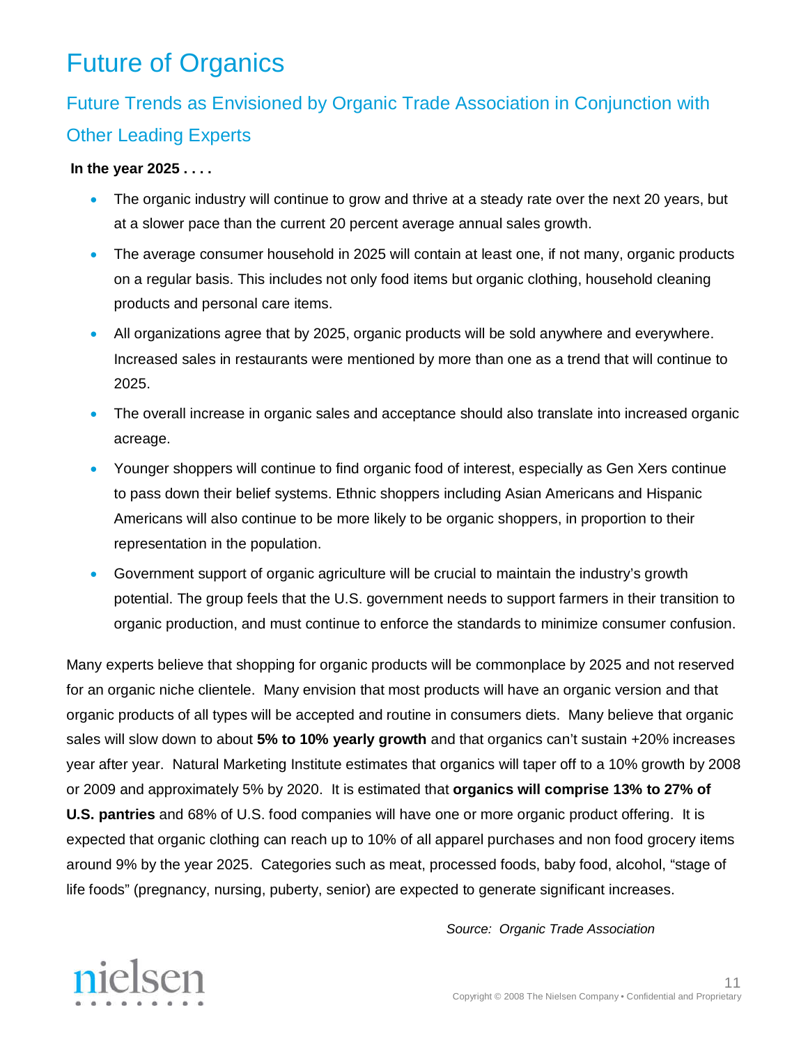# Future of Organics

## Future Trends as Envisioned by Organic Trade Association in Conjunction with Other Leading Experts

**In the year 2025 . . . .**

- The organic industry will continue to grow and thrive at a steady rate over the next 20 years, but at a slower pace than the current 20 percent average annual sales growth.
- The average consumer household in 2025 will contain at least one, if not many, organic products on a regular basis. This includes not only food items but organic clothing, household cleaning products and personal care items.
- All organizations agree that by 2025, organic products will be sold anywhere and everywhere. Increased sales in restaurants were mentioned by more than one as a trend that will continue to 2025.
- The overall increase in organic sales and acceptance should also translate into increased organic acreage.
- Younger shoppers will continue to find organic food of interest, especially as Gen Xers continue to pass down their belief systems. Ethnic shoppers including Asian Americans and Hispanic Americans will also continue to be more likely to be organic shoppers, in proportion to their representation in the population.
- Government support of organic agriculture will be crucial to maintain the industry's growth potential. The group feels that the U.S. government needs to support farmers in their transition to organic production, and must continue to enforce the standards to minimize consumer confusion.

Many experts believe that shopping for organic products will be commonplace by 2025 and not reserved for an organic niche clientele. Many envision that most products will have an organic version and that organic products of all types will be accepted and routine in consumers diets. Many believe that organic sales will slow down to about **5% to 10% yearly growth** and that organics can't sustain +20% increases year after year. Natural Marketing Institute estimates that organics will taper off to a 10% growth by 2008 or 2009 and approximately 5% by 2020. It is estimated that **organics will comprise 13% to 27% of U.S. pantries** and 68% of U.S. food companies will have one or more organic product offering. It is expected that organic clothing can reach up to 10% of all apparel purchases and non food grocery items around 9% by the year 2025. Categories such as meat, processed foods, baby food, alcohol, "stage of life foods" (pregnancy, nursing, puberty, senior) are expected to generate significant increases.

*Source: Organic Trade Association*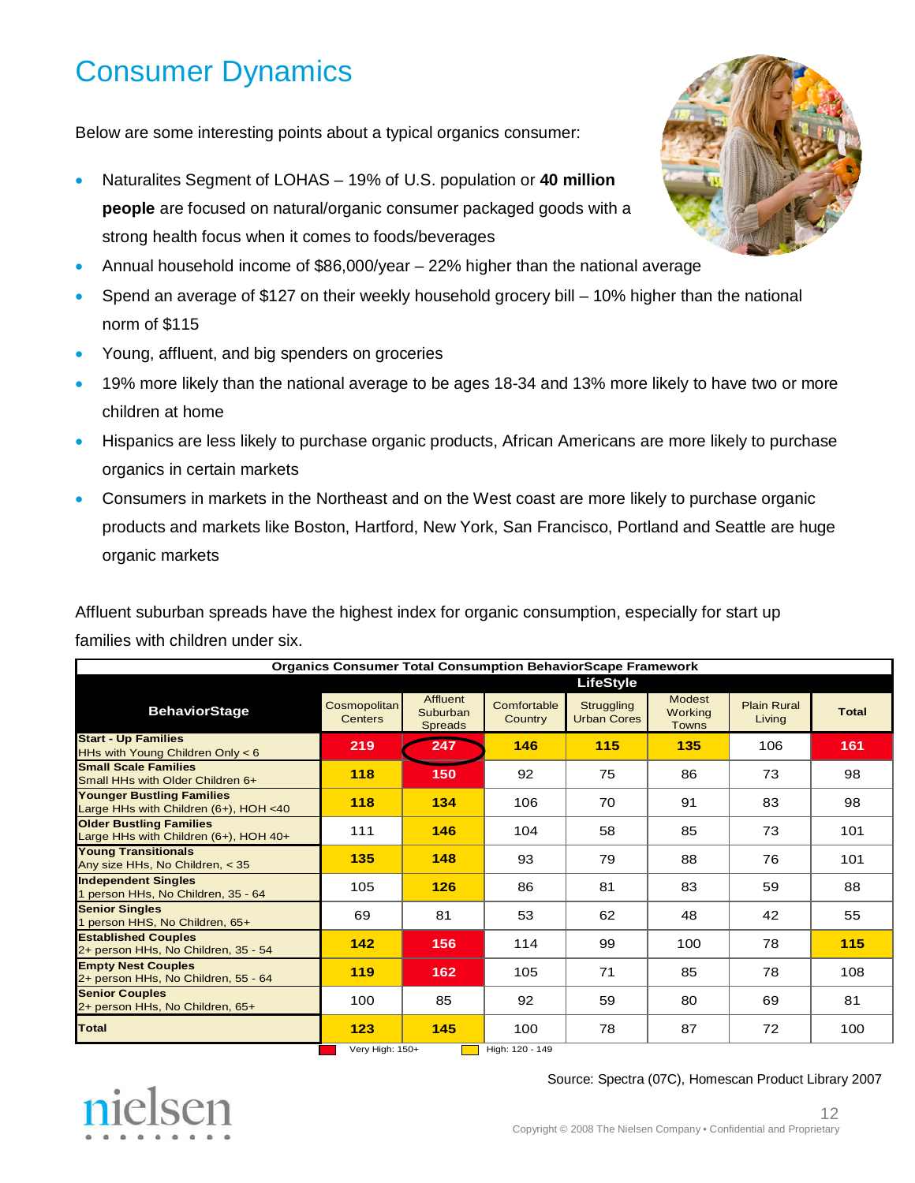# Consumer Dynamics

Below are some interesting points about a typical organics consumer:

- Naturalites Segment of LOHAS – 19% of U.S. population or **40 million people** are focused on natural/organic consumer packaged goods with a strong health focus when it comes to foods/beverages
- Annual household income of $86,000/year – 22% higher than the national average
- Spend an average of $127 on their weekly household grocery bill – 10% higher than the national norm of $115
- Young, affluent, and big spenders on groceries
- 19% more likely than the national average to be ages 18-34 and 13% more likely to have two or more children at home
- Hispanics are less likely to purchase organic products, African Americans are more likely to purchase organics in certain markets
- Consumers in markets in the Northeast and on the West coast are more likely to purchase organic products and markets like Boston, Hartford, New York, San Francisco, Portland and Seattle are huge organic markets

Affluent suburban spreads have the highest index for organic consumption, especially for start up families with children under six.

**Organics Consumer Total Consumption BehaviorScape Framework**

| BehaviorStage | LifeStyle: Cosmopolitan Centers | Affluent Suburban Spreads | Comfortable Country | Struggling Urban Cores | Modest Working Towns | Plain Rural Living | Total |
|---|---|---|---|---|---|---|---|
| **Start - Up Families** HHs with Young Children Only < 6 | 219 | 247 | 146 | 115 | 135 | 106 | 161 |
| **Small Scale Families** Small HHs with Older Children 6+ | 118 | 150 | 92 | 75 | 86 | 73 | 98 |
| **Younger Bustling Families** Large HHs with Children (6+), HOH <40 | 118 | 134 | 106 | 70 | 91 | 83 | 98 |
| **Older Bustling Families** Large HHs with Children (6+), HOH 40+ | 111 | 146 | 104 | 58 | 85 | 73 | 101 |
| **Young Transitionals** Any size HHs, No Children, < 35 | 135 | 148 | 93 | 79 | 88 | 76 | 101 |
| **Independent Singles** 1 person HHs, No Children, 35 - 64 | 105 | 126 | 86 | 81 | 83 | 59 | 88 |
| **Senior Singles** 1 person HHS, No Children, 65+ | 69 | 81 | 53 | 62 | 48 | 42 | 55 |
| **Established Couples** 2+ person HHs, No Children, 35 - 54 | 142 | 156 | 114 | 99 | 100 | 78 | 115 |
| **Empty Nest Couples** 2+ person HHs, No Children, 55 - 64 | 119 | 162 | 105 | 71 | 85 | 78 | 108 |
| **Senior Couples** 2+ person HHs, No Children, 65+ | 100 | 85 | 92 | 59 | 80 | 69 | 81 |
| **Total** | 123 | 145 | 100 | 78 | 87 | 72 | 100 |

Very High: 150+ &nbsp;&nbsp; High: 120 - 149

Source: Spectra (07C), Homescan Product Library 2007

Copyright © 2008 The Nielsen Company • Confidential and Proprietary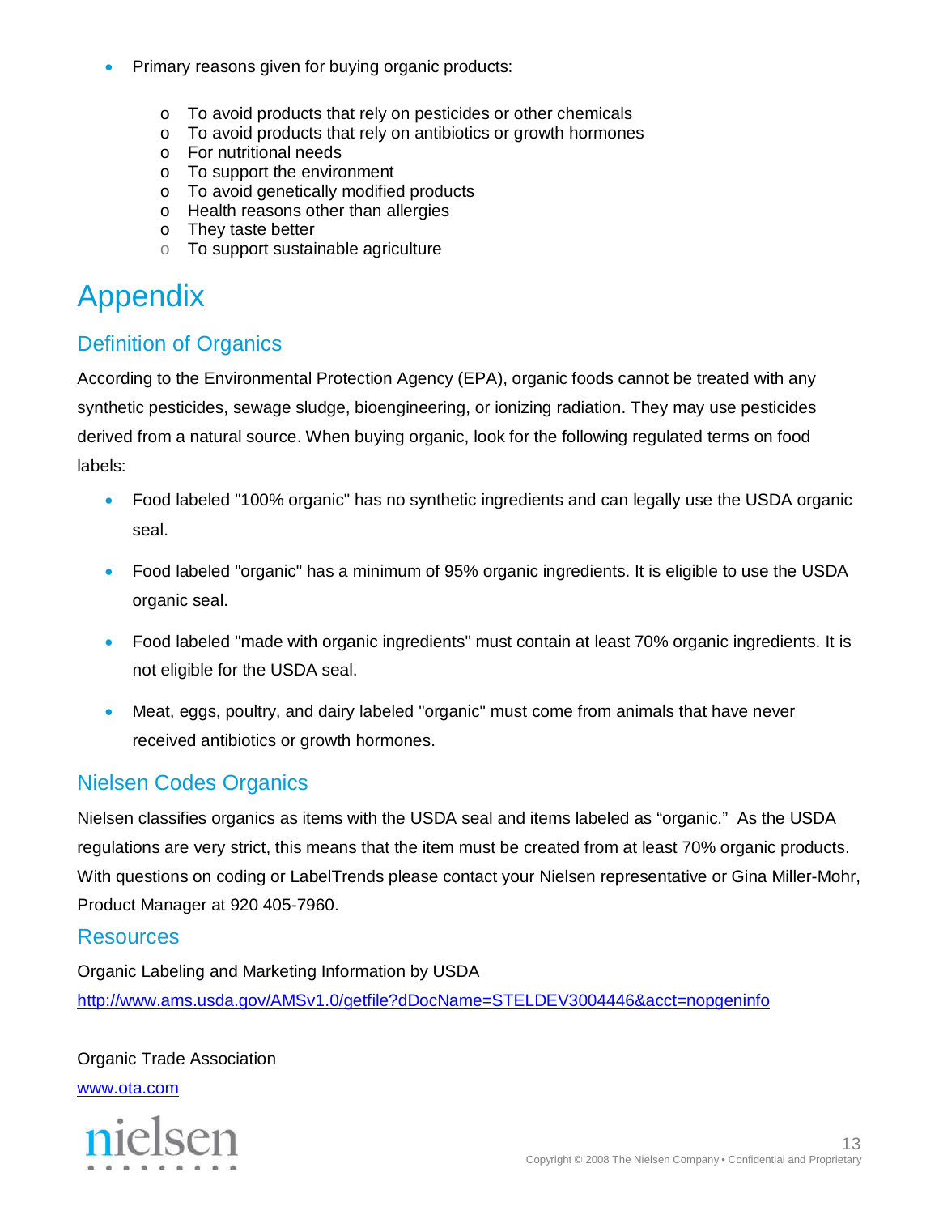- Primary reasons given for buying organic products:
  - To avoid products that rely on pesticides or other chemicals
  - To avoid products that rely on antibiotics or growth hormones
  - For nutritional needs
  - To support the environment
  - To avoid genetically modified products
  - Health reasons other than allergies
  - They taste better
  - To support sustainable agriculture

# Appendix

## Definition of Organics

According to the Environmental Protection Agency (EPA), organic foods cannot be treated with any synthetic pesticides, sewage sludge, bioengineering, or ionizing radiation. They may use pesticides derived from a natural source. When buying organic, look for the following regulated terms on food labels:

- Food labeled "100% organic" has no synthetic ingredients and can legally use the USDA organic seal.
- Food labeled "organic" has a minimum of 95% organic ingredients. It is eligible to use the USDA organic seal.
- Food labeled "made with organic ingredients" must contain at least 70% organic ingredients. It is not eligible for the USDA seal.
- Meat, eggs, poultry, and dairy labeled "organic" must come from animals that have never received antibiotics or growth hormones.

## Nielsen Codes Organics

Nielsen classifies organics as items with the USDA seal and items labeled as "organic." As the USDA regulations are very strict, this means that the item must be created from at least 70% organic products. With questions on coding or LabelTrends please contact your Nielsen representative or Gina Miller-Mohr, Product Manager at 920 405-7960.

## Resources

Organic Labeling and Marketing Information by USDA
http://www.ams.usda.gov/AMSv1.0/getfile?dDocName=STELDEV3004446&acct=nopgeninfo

Organic Trade Association
www.ota.com